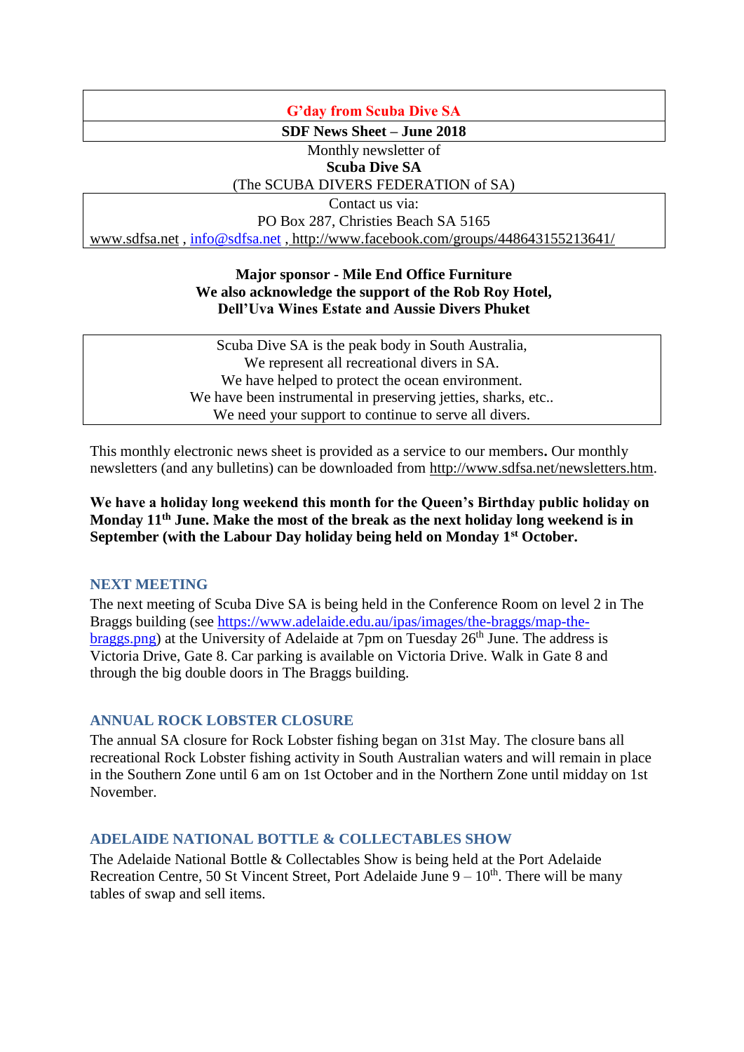**G'day from Scuba Dive SA**

**SDF News Sheet – June 2018**

Monthly newsletter of
**Scuba Dive SA**
(The SCUBA DIVERS FEDERATION of SA)

Contact us via:
PO Box 287, Christies Beach SA 5165
www.sdfsa.net , info@sdfsa.net , http://www.facebook.com/groups/448643155213641/

**Major sponsor - Mile End Office Furniture**
**We also acknowledge the support of the Rob Roy Hotel, Dell'Uva Wines Estate and Aussie Divers Phuket**

Scuba Dive SA is the peak body in South Australia,
We represent all recreational divers in SA.
We have helped to protect the ocean environment.
We have been instrumental in preserving jetties, sharks, etc..
We need your support to continue to serve all divers.

This monthly electronic news sheet is provided as a service to our members**.** Our monthly newsletters (and any bulletins) can be downloaded from http://www.sdfsa.net/newsletters.htm.

**We have a holiday long weekend this month for the Queen's Birthday public holiday on Monday 11th June. Make the most of the break as the next holiday long weekend is in September (with the Labour Day holiday being held on Monday 1st October.**

## NEXT MEETING

The next meeting of Scuba Dive SA is being held in the Conference Room on level 2 in The Braggs building (see https://www.adelaide.edu.au/ipas/images/the-braggs/map-the-braggs.png) at the University of Adelaide at 7pm on Tuesday 26th June. The address is Victoria Drive, Gate 8. Car parking is available on Victoria Drive. Walk in Gate 8 and through the big double doors in The Braggs building.

## ANNUAL ROCK LOBSTER CLOSURE

The annual SA closure for Rock Lobster fishing began on 31st May. The closure bans all recreational Rock Lobster fishing activity in South Australian waters and will remain in place in the Southern Zone until 6 am on 1st October and in the Northern Zone until midday on 1st November.

## ADELAIDE NATIONAL BOTTLE & COLLECTABLES SHOW

The Adelaide National Bottle & Collectables Show is being held at the Port Adelaide Recreation Centre, 50 St Vincent Street, Port Adelaide June 9 – 10th. There will be many tables of swap and sell items.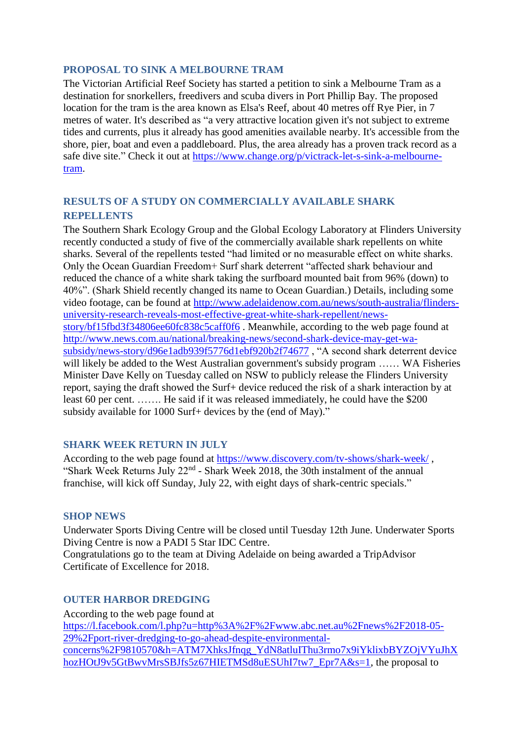## PROPOSAL TO SINK A MELBOURNE TRAM

The Victorian Artificial Reef Society has started a petition to sink a Melbourne Tram as a destination for snorkellers, freedivers and scuba divers in Port Phillip Bay. The proposed location for the tram is the area known as Elsa's Reef, about 40 metres off Rye Pier, in 7 metres of water. It's described as "a very attractive location given it's not subject to extreme tides and currents, plus it already has good amenities available nearby. It's accessible from the shore, pier, boat and even a paddleboard. Plus, the area already has a proven track record as a safe dive site." Check it out at [https://www.change.org/p/victrack-let-s-sink-a-melbourne-tram](https://www.change.org/p/victrack-let-s-sink-a-melbourne-tram).

## RESULTS OF A STUDY ON COMMERCIALLY AVAILABLE SHARK REPELLENTS

The Southern Shark Ecology Group and the Global Ecology Laboratory at Flinders University recently conducted a study of five of the commercially available shark repellents on white sharks. Several of the repellents tested "had limited or no measurable effect on white sharks. Only the Ocean Guardian Freedom+ Surf shark deterrent "affected shark behaviour and reduced the chance of a white shark taking the surfboard mounted bait from 96% (down) to 40%". (Shark Shield recently changed its name to Ocean Guardian.) Details, including some video footage, can be found at [http://www.adelaidenow.com.au/news/south-australia/flinders-university-research-reveals-most-effective-great-white-shark-repellent/news-story/bf15fbd3f34806ee60fc838c5caff0f6](http://www.adelaidenow.com.au/news/south-australia/flinders-university-research-reveals-most-effective-great-white-shark-repellent/news-story/bf15fbd3f34806ee60fc838c5caff0f6) . Meanwhile, according to the web page found at [http://www.news.com.au/national/breaking-news/second-shark-device-may-get-wa-subsidy/news-story/d96e1adb939f5776d1ebf920b2f74677](http://www.news.com.au/national/breaking-news/second-shark-device-may-get-wa-subsidy/news-story/d96e1adb939f5776d1ebf920b2f74677) , "A second shark deterrent device will likely be added to the West Australian government's subsidy program …… WA Fisheries Minister Dave Kelly on Tuesday called on NSW to publicly release the Flinders University report, saying the draft showed the Surf+ device reduced the risk of a shark interaction by at least 60 per cent. ……. He said if it was released immediately, he could have the $200 subsidy available for 1000 Surf+ devices by the (end of May)."

## SHARK WEEK RETURN IN JULY

According to the web page found at [https://www.discovery.com/tv-shows/shark-week/](https://www.discovery.com/tv-shows/shark-week/) , "Shark Week Returns July 22nd - Shark Week 2018, the 30th instalment of the annual franchise, will kick off Sunday, July 22, with eight days of shark-centric specials."

## SHOP NEWS

Underwater Sports Diving Centre will be closed until Tuesday 12th June. Underwater Sports Diving Centre is now a PADI 5 Star IDC Centre.

Congratulations go to the team at Diving Adelaide on being awarded a TripAdvisor Certificate of Excellence for 2018.

## OUTER HARBOR DREDGING

According to the web page found at [https://l.facebook.com/l.php?u=http%3A%2F%2Fwww.abc.net.au%2Fnews%2F2018-05-29%2Fport-river-dredging-to-go-ahead-despite-environmental-concerns%2F9810570&h=ATM7XhksJfnqg_YdN8atluIThu3rmo7x9iYklixbBYZOjVYuJhXhozHOtJ9v5GtBwvMrsSBJfs5z67HIETMSd8uESUhI7tw7_Epr7A&s=1](https://l.facebook.com/l.php?u=http%3A%2F%2Fwww.abc.net.au%2Fnews%2F2018-05-29%2Fport-river-dredging-to-go-ahead-despite-environmental-concerns%2F9810570&h=ATM7XhksJfnqg_YdN8atluIThu3rmo7x9iYklixbBYZOjVYuJhXhozHOtJ9v5GtBwvMrsSBJfs5z67HIETMSd8uESUhI7tw7_Epr7A&s=1), the proposal to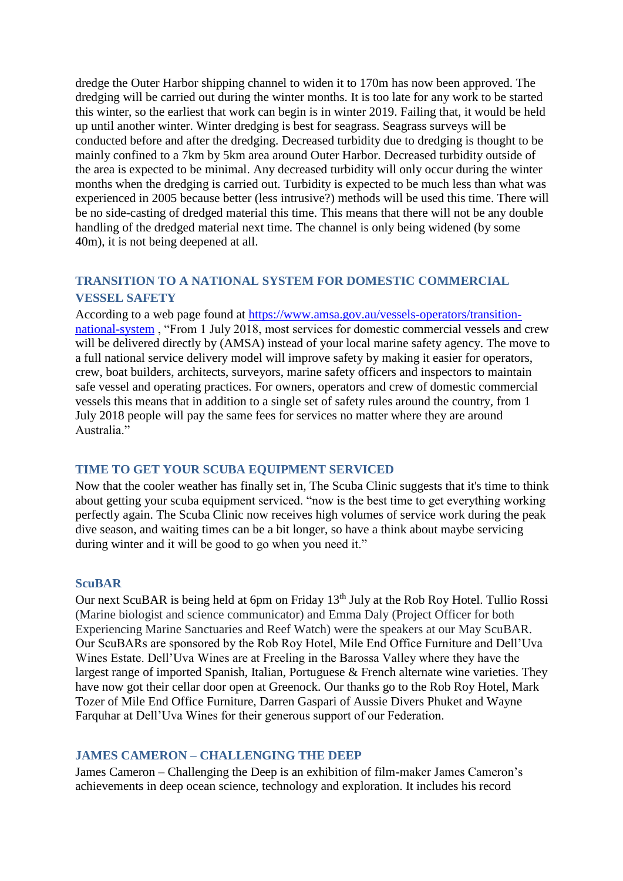dredge the Outer Harbor shipping channel to widen it to 170m has now been approved. The dredging will be carried out during the winter months. It is too late for any work to be started this winter, so the earliest that work can begin is in winter 2019. Failing that, it would be held up until another winter. Winter dredging is best for seagrass. Seagrass surveys will be conducted before and after the dredging. Decreased turbidity due to dredging is thought to be mainly confined to a 7km by 5km area around Outer Harbor. Decreased turbidity outside of the area is expected to be minimal. Any decreased turbidity will only occur during the winter months when the dredging is carried out. Turbidity is expected to be much less than what was experienced in 2005 because better (less intrusive?) methods will be used this time. There will be no side-casting of dredged material this time. This means that there will not be any double handling of the dredged material next time. The channel is only being widened (by some 40m), it is not being deepened at all.

### TRANSITION TO A NATIONAL SYSTEM FOR DOMESTIC COMMERCIAL VESSEL SAFETY

According to a web page found at [https://www.amsa.gov.au/vessels-operators/transition-national-system](https://www.amsa.gov.au/vessels-operators/transition-national-system) , "From 1 July 2018, most services for domestic commercial vessels and crew will be delivered directly by (AMSA) instead of your local marine safety agency. The move to a full national service delivery model will improve safety by making it easier for operators, crew, boat builders, architects, surveyors, marine safety officers and inspectors to maintain safe vessel and operating practices. For owners, operators and crew of domestic commercial vessels this means that in addition to a single set of safety rules around the country, from 1 July 2018 people will pay the same fees for services no matter where they are around Australia."

### TIME TO GET YOUR SCUBA EQUIPMENT SERVICED

Now that the cooler weather has finally set in, The Scuba Clinic suggests that it's time to think about getting your scuba equipment serviced. "now is the best time to get everything working perfectly again. The Scuba Clinic now receives high volumes of service work during the peak dive season, and waiting times can be a bit longer, so have a think about maybe servicing during winter and it will be good to go when you need it."

### ScuBAR

Our next ScuBAR is being held at 6pm on Friday 13th July at the Rob Roy Hotel. Tullio Rossi (Marine biologist and science communicator) and Emma Daly (Project Officer for both Experiencing Marine Sanctuaries and Reef Watch) were the speakers at our May ScuBAR. Our ScuBARs are sponsored by the Rob Roy Hotel, Mile End Office Furniture and Dell'Uva Wines Estate. Dell'Uva Wines are at Freeling in the Barossa Valley where they have the largest range of imported Spanish, Italian, Portuguese & French alternate wine varieties. They have now got their cellar door open at Greenock. Our thanks go to the Rob Roy Hotel, Mark Tozer of Mile End Office Furniture, Darren Gaspari of Aussie Divers Phuket and Wayne Farquhar at Dell'Uva Wines for their generous support of our Federation.

### JAMES CAMERON – CHALLENGING THE DEEP

James Cameron – Challenging the Deep is an exhibition of film-maker James Cameron's achievements in deep ocean science, technology and exploration. It includes his record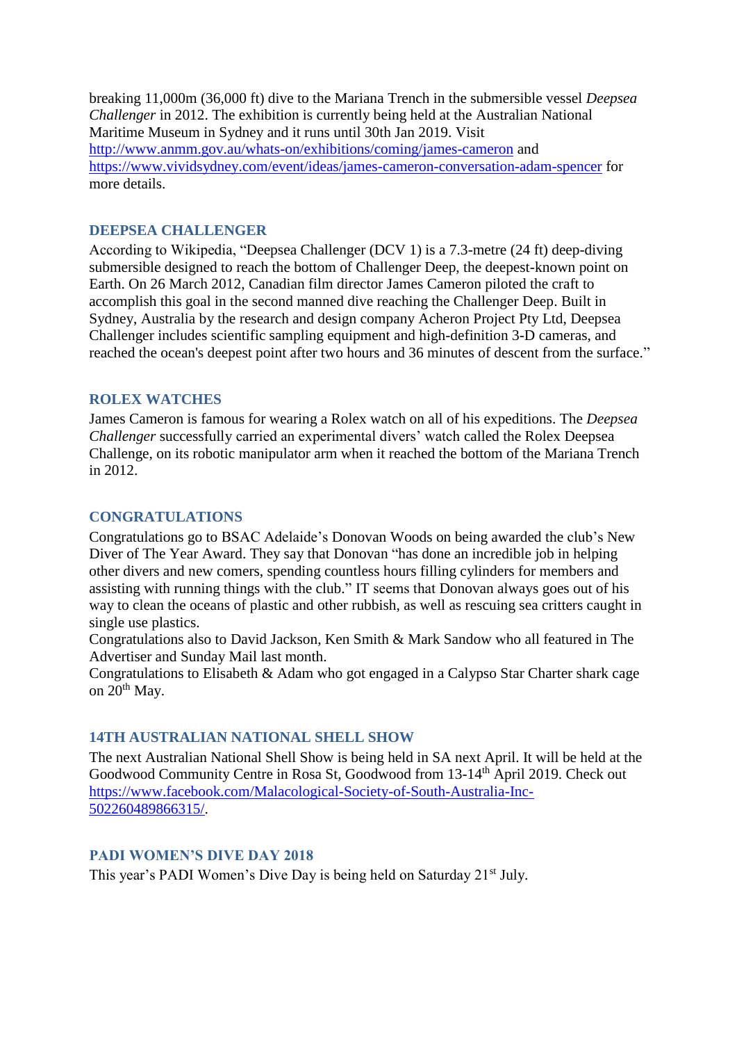breaking 11,000m (36,000 ft) dive to the Mariana Trench in the submersible vessel *Deepsea Challenger* in 2012. The exhibition is currently being held at the Australian National Maritime Museum in Sydney and it runs until 30th Jan 2019. Visit http://www.anmm.gov.au/whats-on/exhibitions/coming/james-cameron and https://www.vividsydney.com/event/ideas/james-cameron-conversation-adam-spencer for more details.

## DEEPSEA CHALLENGER

According to Wikipedia, "Deepsea Challenger (DCV 1) is a 7.3-metre (24 ft) deep-diving submersible designed to reach the bottom of Challenger Deep, the deepest-known point on Earth. On 26 March 2012, Canadian film director James Cameron piloted the craft to accomplish this goal in the second manned dive reaching the Challenger Deep. Built in Sydney, Australia by the research and design company Acheron Project Pty Ltd, Deepsea Challenger includes scientific sampling equipment and high-definition 3-D cameras, and reached the ocean's deepest point after two hours and 36 minutes of descent from the surface."

## ROLEX WATCHES

James Cameron is famous for wearing a Rolex watch on all of his expeditions. The *Deepsea Challenger* successfully carried an experimental divers' watch called the Rolex Deepsea Challenge, on its robotic manipulator arm when it reached the bottom of the Mariana Trench in 2012.

## CONGRATULATIONS

Congratulations go to BSAC Adelaide's Donovan Woods on being awarded the club's New Diver of The Year Award. They say that Donovan "has done an incredible job in helping other divers and new comers, spending countless hours filling cylinders for members and assisting with running things with the club." IT seems that Donovan always goes out of his way to clean the oceans of plastic and other rubbish, as well as rescuing sea critters caught in single use plastics.

Congratulations also to David Jackson, Ken Smith & Mark Sandow who all featured in The Advertiser and Sunday Mail last month.

Congratulations to Elisabeth & Adam who got engaged in a Calypso Star Charter shark cage on 20th May.

## 14TH AUSTRALIAN NATIONAL SHELL SHOW

The next Australian National Shell Show is being held in SA next April. It will be held at the Goodwood Community Centre in Rosa St, Goodwood from 13-14th April 2019. Check out https://www.facebook.com/Malacological-Society-of-South-Australia-Inc-502260489866315/.

## PADI WOMEN'S DIVE DAY 2018

This year's PADI Women's Dive Day is being held on Saturday 21st July.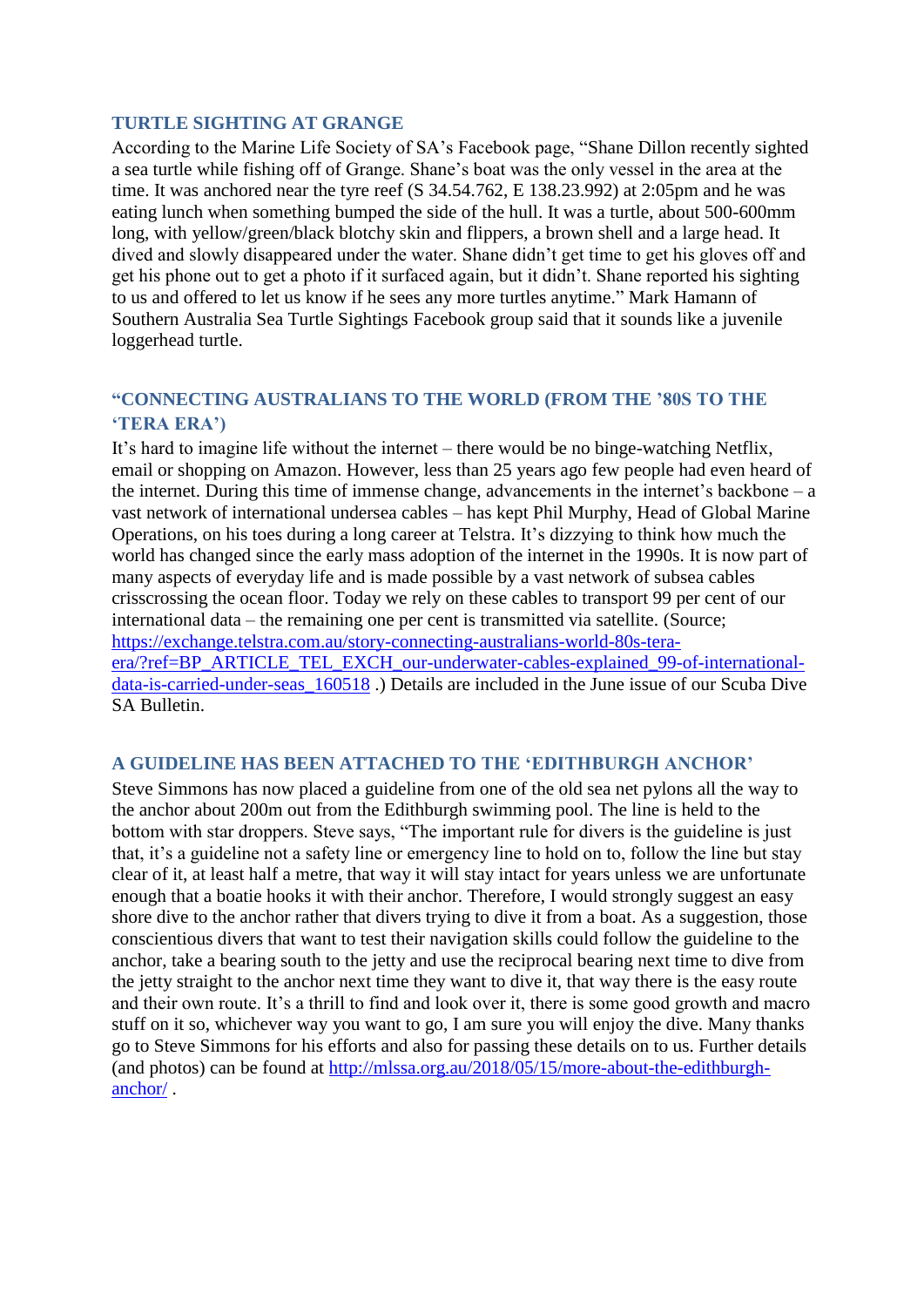## TURTLE SIGHTING AT GRANGE

According to the Marine Life Society of SA's Facebook page, "Shane Dillon recently sighted a sea turtle while fishing off of Grange. Shane's boat was the only vessel in the area at the time. It was anchored near the tyre reef (S 34.54.762, E 138.23.992) at 2:05pm and he was eating lunch when something bumped the side of the hull. It was a turtle, about 500-600mm long, with yellow/green/black blotchy skin and flippers, a brown shell and a large head. It dived and slowly disappeared under the water. Shane didn't get time to get his gloves off and get his phone out to get a photo if it surfaced again, but it didn't. Shane reported his sighting to us and offered to let us know if he sees any more turtles anytime." Mark Hamann of Southern Australia Sea Turtle Sightings Facebook group said that it sounds like a juvenile loggerhead turtle.

## "CONNECTING AUSTRALIANS TO THE WORLD (FROM THE '80S TO THE 'TERA ERA')

It's hard to imagine life without the internet – there would be no binge-watching Netflix, email or shopping on Amazon. However, less than 25 years ago few people had even heard of the internet. During this time of immense change, advancements in the internet's backbone – a vast network of international undersea cables – has kept Phil Murphy, Head of Global Marine Operations, on his toes during a long career at Telstra. It's dizzying to think how much the world has changed since the early mass adoption of the internet in the 1990s. It is now part of many aspects of everyday life and is made possible by a vast network of subsea cables crisscrossing the ocean floor. Today we rely on these cables to transport 99 per cent of our international data – the remaining one per cent is transmitted via satellite. (Source; [https://exchange.telstra.com.au/story-connecting-australians-world-80s-tera-era/?ref=BP_ARTICLE_TEL_EXCH_our-underwater-cables-explained_99-of-international-data-is-carried-under-seas_160518](https://exchange.telstra.com.au/story-connecting-australians-world-80s-tera-era/?ref=BP_ARTICLE_TEL_EXCH_our-underwater-cables-explained_99-of-international-data-is-carried-under-seas_160518) .) Details are included in the June issue of our Scuba Dive SA Bulletin.

## A GUIDELINE HAS BEEN ATTACHED TO THE 'EDITHBURGH ANCHOR'

Steve Simmons has now placed a guideline from one of the old sea net pylons all the way to the anchor about 200m out from the Edithburgh swimming pool. The line is held to the bottom with star droppers. Steve says, "The important rule for divers is the guideline is just that, it's a guideline not a safety line or emergency line to hold on to, follow the line but stay clear of it, at least half a metre, that way it will stay intact for years unless we are unfortunate enough that a boatie hooks it with their anchor. Therefore, I would strongly suggest an easy shore dive to the anchor rather that divers trying to dive it from a boat. As a suggestion, those conscientious divers that want to test their navigation skills could follow the guideline to the anchor, take a bearing south to the jetty and use the reciprocal bearing next time to dive from the jetty straight to the anchor next time they want to dive it, that way there is the easy route and their own route. It's a thrill to find and look over it, there is some good growth and macro stuff on it so, whichever way you want to go, I am sure you will enjoy the dive. Many thanks go to Steve Simmons for his efforts and also for passing these details on to us. Further details (and photos) can be found at [http://mlssa.org.au/2018/05/15/more-about-the-edithburgh-anchor/](http://mlssa.org.au/2018/05/15/more-about-the-edithburgh-anchor/) .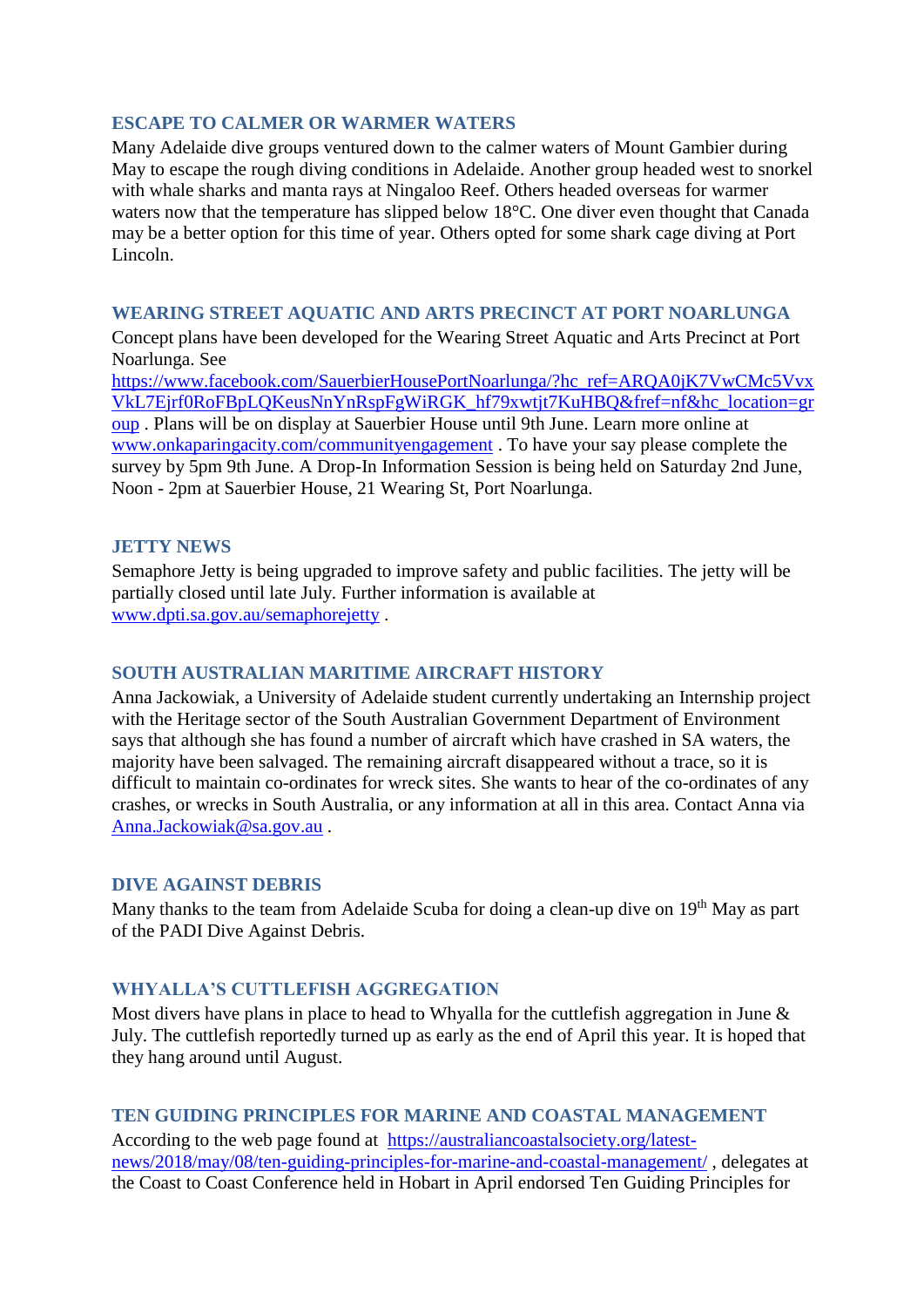### ESCAPE TO CALMER OR WARMER WATERS

Many Adelaide dive groups ventured down to the calmer waters of Mount Gambier during May to escape the rough diving conditions in Adelaide. Another group headed west to snorkel with whale sharks and manta rays at Ningaloo Reef. Others headed overseas for warmer waters now that the temperature has slipped below 18°C. One diver even thought that Canada may be a better option for this time of year. Others opted for some shark cage diving at Port Lincoln.

### WEARING STREET AQUATIC AND ARTS PRECINCT AT PORT NOARLUNGA

Concept plans have been developed for the Wearing Street Aquatic and Arts Precinct at Port Noarlunga. See https://www.facebook.com/SauerbierHousePortNoarlunga/?hc_ref=ARQA0jK7VwCMc5VvxVkL7Ejrf0RoFBpLQKeusNnYnRspFgWiRGK_hf79xwtjt7KuHBQ&fref=nf&hc_location=group . Plans will be on display at Sauerbier House until 9th June. Learn more online at www.onkaparingacity.com/communityengagement . To have your say please complete the survey by 5pm 9th June. A Drop-In Information Session is being held on Saturday 2nd June, Noon - 2pm at Sauerbier House, 21 Wearing St, Port Noarlunga.

### JETTY NEWS

Semaphore Jetty is being upgraded to improve safety and public facilities. The jetty will be partially closed until late July. Further information is available at www.dpti.sa.gov.au/semaphorejetty .

### SOUTH AUSTRALIAN MARITIME AIRCRAFT HISTORY

Anna Jackowiak, a University of Adelaide student currently undertaking an Internship project with the Heritage sector of the South Australian Government Department of Environment says that although she has found a number of aircraft which have crashed in SA waters, the majority have been salvaged. The remaining aircraft disappeared without a trace, so it is difficult to maintain co-ordinates for wreck sites. She wants to hear of the co-ordinates of any crashes, or wrecks in South Australia, or any information at all in this area. Contact Anna via Anna.Jackowiak@sa.gov.au .

### DIVE AGAINST DEBRIS

Many thanks to the team from Adelaide Scuba for doing a clean-up dive on 19th May as part of the PADI Dive Against Debris.

### WHYALLA'S CUTTLEFISH AGGREGATION

Most divers have plans in place to head to Whyalla for the cuttlefish aggregation in June & July. The cuttlefish reportedly turned up as early as the end of April this year. It is hoped that they hang around until August.

### TEN GUIDING PRINCIPLES FOR MARINE AND COASTAL MANAGEMENT

According to the web page found at https://australiancoastalsociety.org/latest-news/2018/may/08/ten-guiding-principles-for-marine-and-coastal-management/ , delegates at the Coast to Coast Conference held in Hobart in April endorsed Ten Guiding Principles for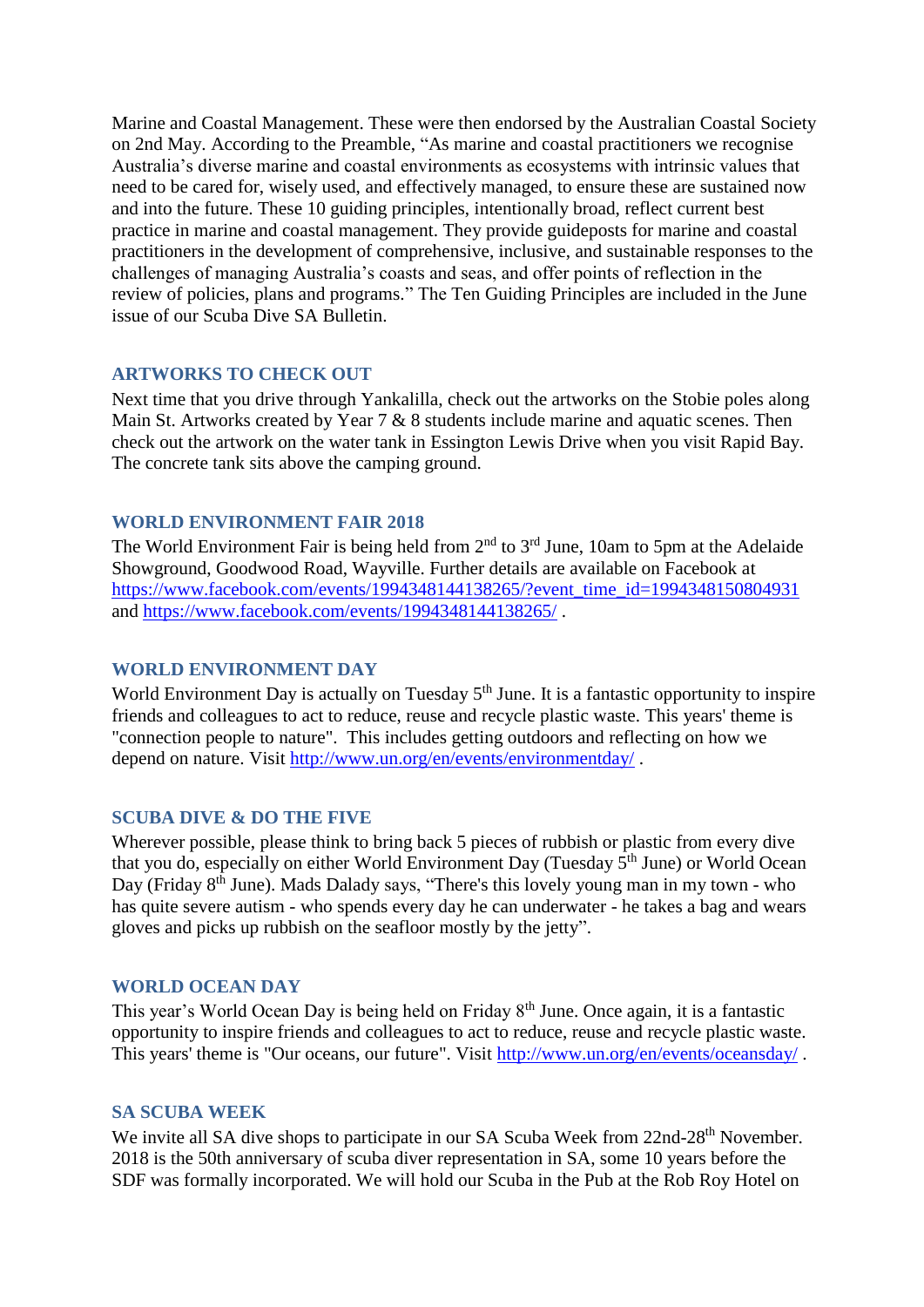Marine and Coastal Management. These were then endorsed by the Australian Coastal Society on 2nd May. According to the Preamble, "As marine and coastal practitioners we recognise Australia's diverse marine and coastal environments as ecosystems with intrinsic values that need to be cared for, wisely used, and effectively managed, to ensure these are sustained now and into the future. These 10 guiding principles, intentionally broad, reflect current best practice in marine and coastal management. They provide guideposts for marine and coastal practitioners in the development of comprehensive, inclusive, and sustainable responses to the challenges of managing Australia's coasts and seas, and offer points of reflection in the review of policies, plans and programs." The Ten Guiding Principles are included in the June issue of our Scuba Dive SA Bulletin.

### ARTWORKS TO CHECK OUT

Next time that you drive through Yankalilla, check out the artworks on the Stobie poles along Main St. Artworks created by Year 7 & 8 students include marine and aquatic scenes. Then check out the artwork on the water tank in Essington Lewis Drive when you visit Rapid Bay. The concrete tank sits above the camping ground.

### WORLD ENVIRONMENT FAIR 2018

The World Environment Fair is being held from 2nd to 3rd June, 10am to 5pm at the Adelaide Showground, Goodwood Road, Wayville. Further details are available on Facebook at https://www.facebook.com/events/1994348144138265/?event_time_id=1994348150804931 and https://www.facebook.com/events/1994348144138265/ .

### WORLD ENVIRONMENT DAY

World Environment Day is actually on Tuesday 5th June. It is a fantastic opportunity to inspire friends and colleagues to act to reduce, reuse and recycle plastic waste. This years' theme is "connection people to nature". This includes getting outdoors and reflecting on how we depend on nature. Visit http://www.un.org/en/events/environmentday/ .

### SCUBA DIVE & DO THE FIVE

Wherever possible, please think to bring back 5 pieces of rubbish or plastic from every dive that you do, especially on either World Environment Day (Tuesday 5th June) or World Ocean Day (Friday 8th June). Mads Dalady says, "There's this lovely young man in my town - who has quite severe autism - who spends every day he can underwater - he takes a bag and wears gloves and picks up rubbish on the seafloor mostly by the jetty".

### WORLD OCEAN DAY

This year's World Ocean Day is being held on Friday 8th June. Once again, it is a fantastic opportunity to inspire friends and colleagues to act to reduce, reuse and recycle plastic waste. This years' theme is "Our oceans, our future". Visit http://www.un.org/en/events/oceansday/ .

### SA SCUBA WEEK

We invite all SA dive shops to participate in our SA Scuba Week from 22nd-28th November. 2018 is the 50th anniversary of scuba diver representation in SA, some 10 years before the SDF was formally incorporated. We will hold our Scuba in the Pub at the Rob Roy Hotel on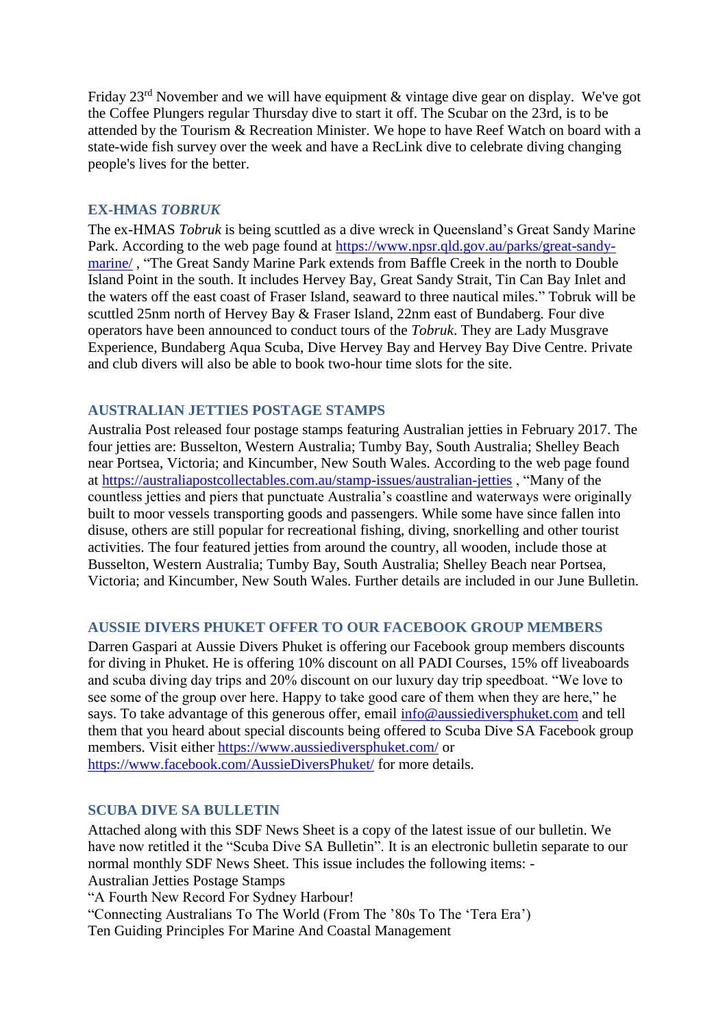Friday 23rd November and we will have equipment & vintage dive gear on display. We've got the Coffee Plungers regular Thursday dive to start it off. The Scubar on the 23rd, is to be attended by the Tourism & Recreation Minister. We hope to have Reef Watch on board with a state-wide fish survey over the week and have a RecLink dive to celebrate diving changing people's lives for the better.

## EX-HMAS *TOBRUK*

The ex-HMAS *Tobruk* is being scuttled as a dive wreck in Queensland's Great Sandy Marine Park. According to the web page found at https://www.npsr.qld.gov.au/parks/great-sandy-marine/ , "The Great Sandy Marine Park extends from Baffle Creek in the north to Double Island Point in the south. It includes Hervey Bay, Great Sandy Strait, Tin Can Bay Inlet and the waters off the east coast of Fraser Island, seaward to three nautical miles." Tobruk will be scuttled 25nm north of Hervey Bay & Fraser Island, 22nm east of Bundaberg. Four dive operators have been announced to conduct tours of the *Tobruk*. They are Lady Musgrave Experience, Bundaberg Aqua Scuba, Dive Hervey Bay and Hervey Bay Dive Centre. Private and club divers will also be able to book two-hour time slots for the site.

## AUSTRALIAN JETTIES POSTAGE STAMPS

Australia Post released four postage stamps featuring Australian jetties in February 2017. The four jetties are: Busselton, Western Australia; Tumby Bay, South Australia; Shelley Beach near Portsea, Victoria; and Kincumber, New South Wales. According to the web page found at https://australiapostcollectables.com.au/stamp-issues/australian-jetties , "Many of the countless jetties and piers that punctuate Australia's coastline and waterways were originally built to moor vessels transporting goods and passengers. While some have since fallen into disuse, others are still popular for recreational fishing, diving, snorkelling and other tourist activities. The four featured jetties from around the country, all wooden, include those at Busselton, Western Australia; Tumby Bay, South Australia; Shelley Beach near Portsea, Victoria; and Kincumber, New South Wales. Further details are included in our June Bulletin.

## AUSSIE DIVERS PHUKET OFFER TO OUR FACEBOOK GROUP MEMBERS

Darren Gaspari at Aussie Divers Phuket is offering our Facebook group members discounts for diving in Phuket. He is offering 10% discount on all PADI Courses, 15% off liveaboards and scuba diving day trips and 20% discount on our luxury day trip speedboat. "We love to see some of the group over here. Happy to take good care of them when they are here," he says. To take advantage of this generous offer, email info@aussiediversphuket.com and tell them that you heard about special discounts being offered to Scuba Dive SA Facebook group members. Visit either https://www.aussiediversphuket.com/ or https://www.facebook.com/AussieDiversPhuket/ for more details.

## SCUBA DIVE SA BULLETIN

Attached along with this SDF News Sheet is a copy of the latest issue of our bulletin. We have now retitled it the "Scuba Dive SA Bulletin". It is an electronic bulletin separate to our normal monthly SDF News Sheet. This issue includes the following items: -
Australian Jetties Postage Stamps
"A Fourth New Record For Sydney Harbour!
"Connecting Australians To The World (From The '80s To The 'Tera Era')
Ten Guiding Principles For Marine And Coastal Management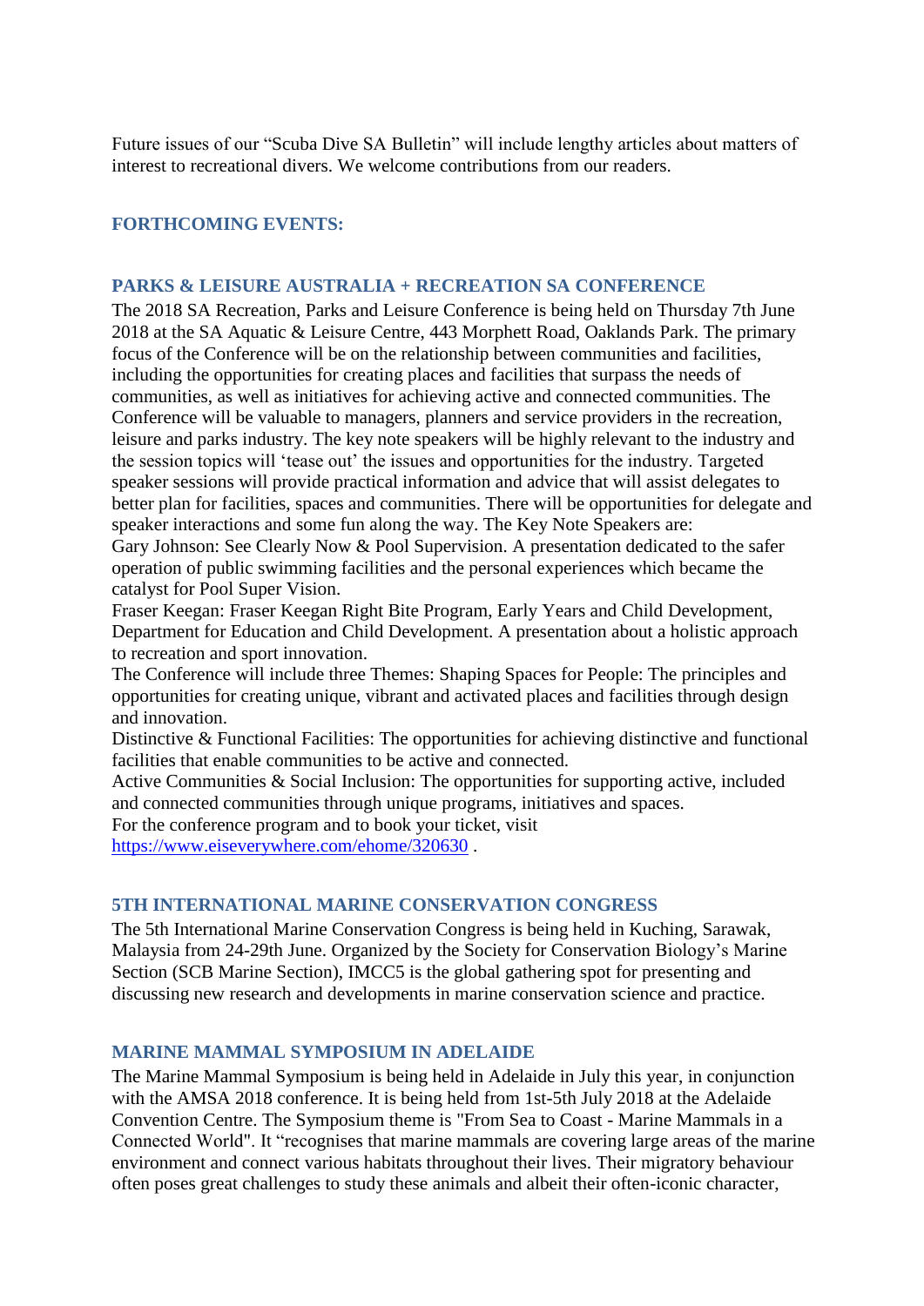Future issues of our “Scuba Dive SA Bulletin” will include lengthy articles about matters of interest to recreational divers. We welcome contributions from our readers.

## FORTHCOMING EVENTS:

### PARKS & LEISURE AUSTRALIA + RECREATION SA CONFERENCE

The 2018 SA Recreation, Parks and Leisure Conference is being held on Thursday 7th June 2018 at the SA Aquatic & Leisure Centre, 443 Morphett Road, Oaklands Park. The primary focus of the Conference will be on the relationship between communities and facilities, including the opportunities for creating places and facilities that surpass the needs of communities, as well as initiatives for achieving active and connected communities. The Conference will be valuable to managers, planners and service providers in the recreation, leisure and parks industry. The key note speakers will be highly relevant to the industry and the session topics will ‘tease out’ the issues and opportunities for the industry. Targeted speaker sessions will provide practical information and advice that will assist delegates to better plan for facilities, spaces and communities. There will be opportunities for delegate and speaker interactions and some fun along the way. The Key Note Speakers are:

Gary Johnson: See Clearly Now & Pool Supervision. A presentation dedicated to the safer operation of public swimming facilities and the personal experiences which became the catalyst for Pool Super Vision.

Fraser Keegan: Fraser Keegan Right Bite Program, Early Years and Child Development, Department for Education and Child Development. A presentation about a holistic approach to recreation and sport innovation.

The Conference will include three Themes: Shaping Spaces for People: The principles and opportunities for creating unique, vibrant and activated places and facilities through design and innovation.

Distinctive & Functional Facilities: The opportunities for achieving distinctive and functional facilities that enable communities to be active and connected.

Active Communities & Social Inclusion: The opportunities for supporting active, included and connected communities through unique programs, initiatives and spaces.

For the conference program and to book your ticket, visit https://www.eiseverywhere.com/ehome/320630 .

### 5TH INTERNATIONAL MARINE CONSERVATION CONGRESS

The 5th International Marine Conservation Congress is being held in Kuching, Sarawak, Malaysia from 24-29th June. Organized by the Society for Conservation Biology’s Marine Section (SCB Marine Section), IMCC5 is the global gathering spot for presenting and discussing new research and developments in marine conservation science and practice.

### MARINE MAMMAL SYMPOSIUM IN ADELAIDE

The Marine Mammal Symposium is being held in Adelaide in July this year, in conjunction with the AMSA 2018 conference. It is being held from 1st-5th July 2018 at the Adelaide Convention Centre. The Symposium theme is "From Sea to Coast - Marine Mammals in a Connected World". It “recognises that marine mammals are covering large areas of the marine environment and connect various habitats throughout their lives. Their migratory behaviour often poses great challenges to study these animals and albeit their often-iconic character,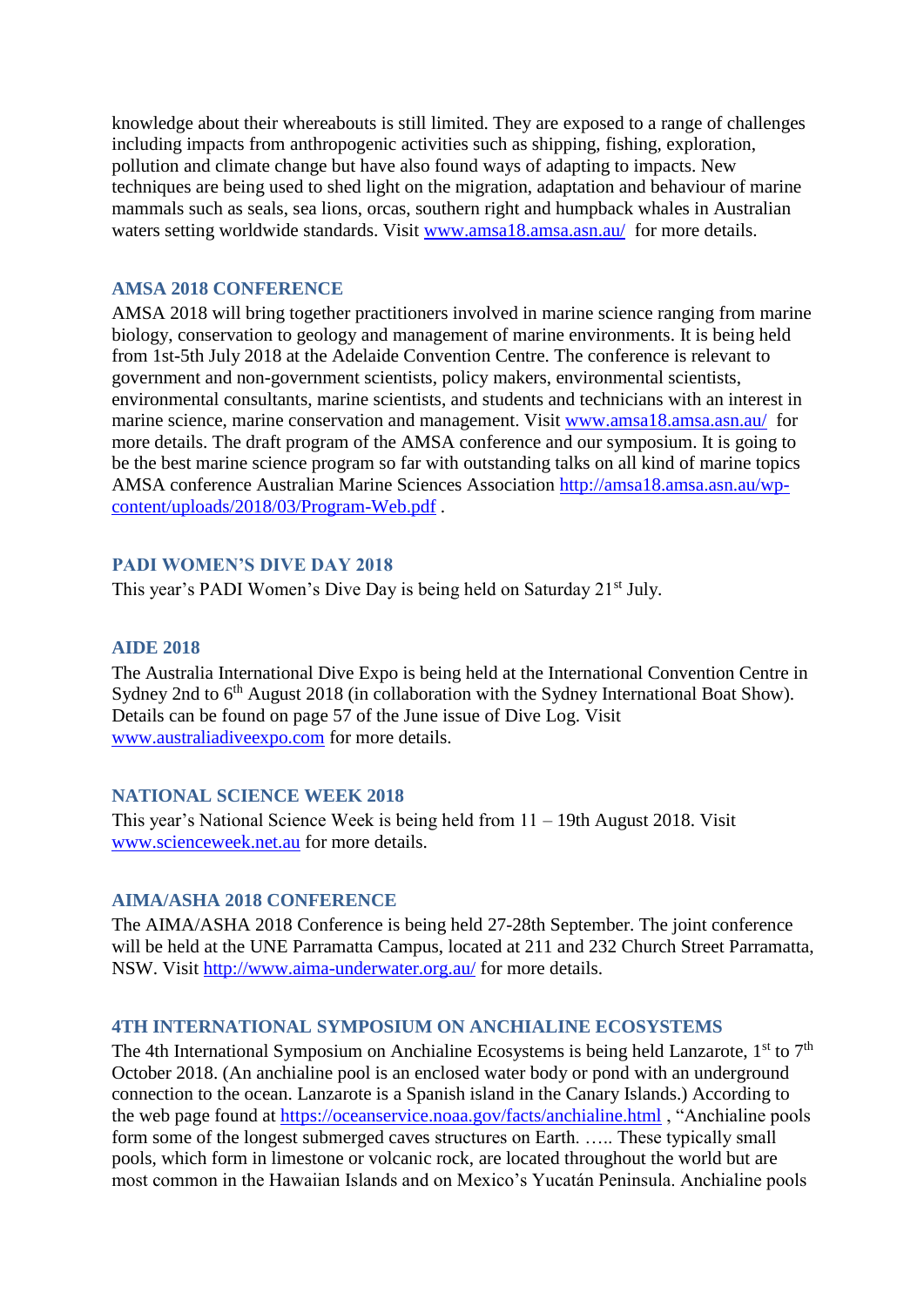knowledge about their whereabouts is still limited. They are exposed to a range of challenges including impacts from anthropogenic activities such as shipping, fishing, exploration, pollution and climate change but have also found ways of adapting to impacts. New techniques are being used to shed light on the migration, adaptation and behaviour of marine mammals such as seals, sea lions, orcas, southern right and humpback whales in Australian waters setting worldwide standards. Visit www.amsa18.amsa.asn.au/ for more details.

### AMSA 2018 CONFERENCE

AMSA 2018 will bring together practitioners involved in marine science ranging from marine biology, conservation to geology and management of marine environments. It is being held from 1st-5th July 2018 at the Adelaide Convention Centre. The conference is relevant to government and non-government scientists, policy makers, environmental scientists, environmental consultants, marine scientists, and students and technicians with an interest in marine science, marine conservation and management. Visit www.amsa18.amsa.asn.au/ for more details. The draft program of the AMSA conference and our symposium. It is going to be the best marine science program so far with outstanding talks on all kind of marine topics AMSA conference Australian Marine Sciences Association http://amsa18.amsa.asn.au/wp-content/uploads/2018/03/Program-Web.pdf .

### PADI WOMEN'S DIVE DAY 2018

This year's PADI Women's Dive Day is being held on Saturday 21st July.

### AIDE 2018

The Australia International Dive Expo is being held at the International Convention Centre in Sydney 2nd to 6th August 2018 (in collaboration with the Sydney International Boat Show). Details can be found on page 57 of the June issue of Dive Log. Visit www.australiadiveexpo.com for more details.

### NATIONAL SCIENCE WEEK 2018

This year's National Science Week is being held from 11 – 19th August 2018. Visit www.scienceweek.net.au for more details.

### AIMA/ASHA 2018 CONFERENCE

The AIMA/ASHA 2018 Conference is being held 27-28th September. The joint conference will be held at the UNE Parramatta Campus, located at 211 and 232 Church Street Parramatta, NSW. Visit http://www.aima-underwater.org.au/ for more details.

### 4TH INTERNATIONAL SYMPOSIUM ON ANCHIALINE ECOSYSTEMS

The 4th International Symposium on Anchialine Ecosystems is being held Lanzarote, 1st to 7th October 2018. (An anchialine pool is an enclosed water body or pond with an underground connection to the ocean. Lanzarote is a Spanish island in the Canary Islands.) According to the web page found at https://oceanservice.noaa.gov/facts/anchialine.html , "Anchialine pools form some of the longest submerged caves structures on Earth. ….. These typically small pools, which form in limestone or volcanic rock, are located throughout the world but are most common in the Hawaiian Islands and on Mexico's Yucatán Peninsula. Anchialine pools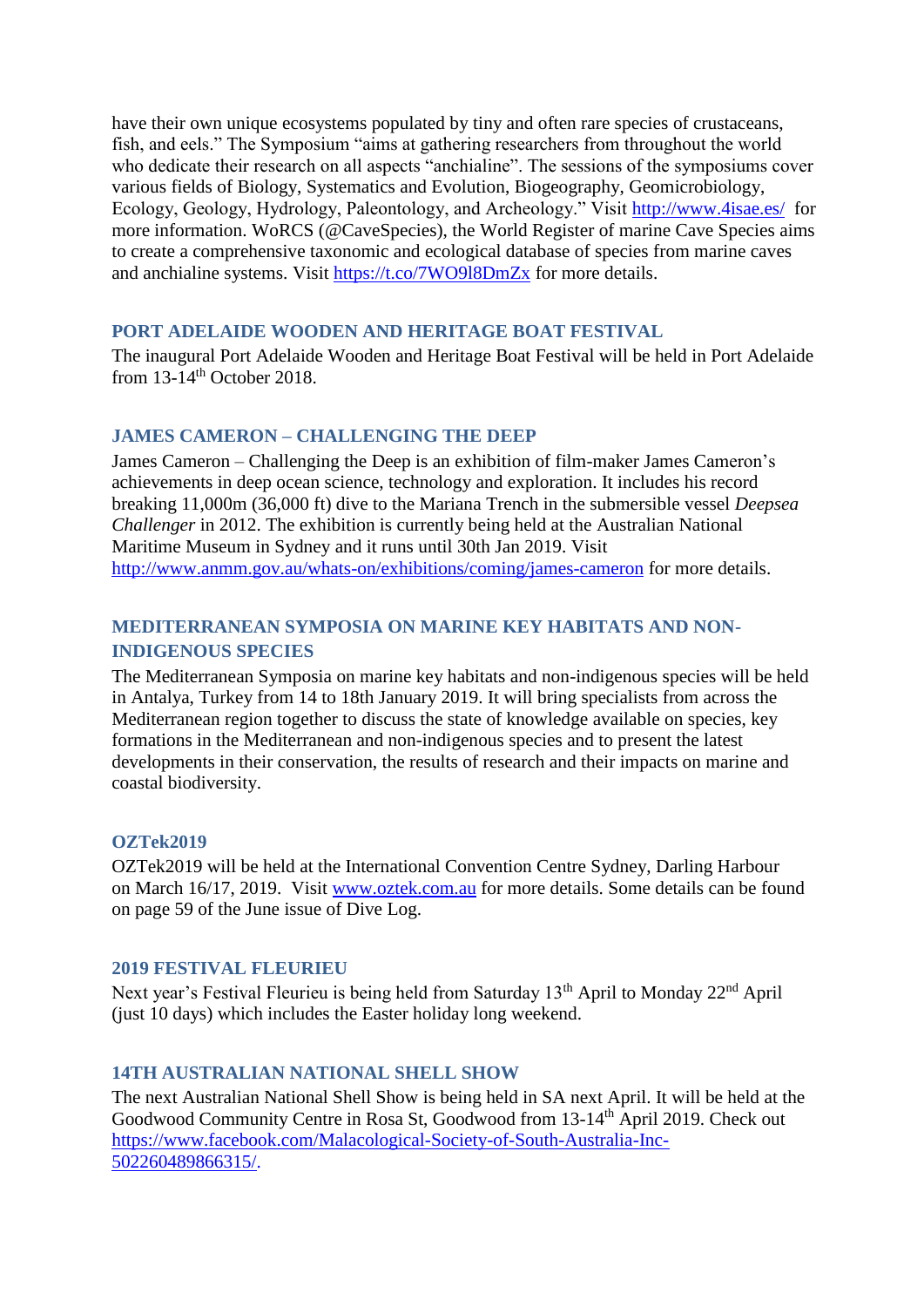have their own unique ecosystems populated by tiny and often rare species of crustaceans, fish, and eels." The Symposium "aims at gathering researchers from throughout the world who dedicate their research on all aspects "anchialine". The sessions of the symposiums cover various fields of Biology, Systematics and Evolution, Biogeography, Geomicrobiology, Ecology, Geology, Hydrology, Paleontology, and Archeology." Visit http://www.4isae.es/ for more information. WoRCS (@CaveSpecies), the World Register of marine Cave Species aims to create a comprehensive taxonomic and ecological database of species from marine caves and anchialine systems. Visit https://t.co/7WO9l8DmZx for more details.

## PORT ADELAIDE WOODEN AND HERITAGE BOAT FESTIVAL

The inaugural Port Adelaide Wooden and Heritage Boat Festival will be held in Port Adelaide from 13-14th October 2018.

## JAMES CAMERON – CHALLENGING THE DEEP

James Cameron – Challenging the Deep is an exhibition of film-maker James Cameron's achievements in deep ocean science, technology and exploration. It includes his record breaking 11,000m (36,000 ft) dive to the Mariana Trench in the submersible vessel *Deepsea Challenger* in 2012. The exhibition is currently being held at the Australian National Maritime Museum in Sydney and it runs until 30th Jan 2019. Visit http://www.anmm.gov.au/whats-on/exhibitions/coming/james-cameron for more details.

## MEDITERRANEAN SYMPOSIA ON MARINE KEY HABITATS AND NON-INDIGENOUS SPECIES

The Mediterranean Symposia on marine key habitats and non-indigenous species will be held in Antalya, Turkey from 14 to 18th January 2019. It will bring specialists from across the Mediterranean region together to discuss the state of knowledge available on species, key formations in the Mediterranean and non-indigenous species and to present the latest developments in their conservation, the results of research and their impacts on marine and coastal biodiversity.

## OZTek2019

OZTek2019 will be held at the International Convention Centre Sydney, Darling Harbour on March 16/17, 2019. Visit www.oztek.com.au for more details. Some details can be found on page 59 of the June issue of Dive Log.

## 2019 FESTIVAL FLEURIEU

Next year's Festival Fleurieu is being held from Saturday 13th April to Monday 22nd April (just 10 days) which includes the Easter holiday long weekend.

## 14TH AUSTRALIAN NATIONAL SHELL SHOW

The next Australian National Shell Show is being held in SA next April. It will be held at the Goodwood Community Centre in Rosa St, Goodwood from 13-14th April 2019. Check out https://www.facebook.com/Malacological-Society-of-South-Australia-Inc-502260489866315/.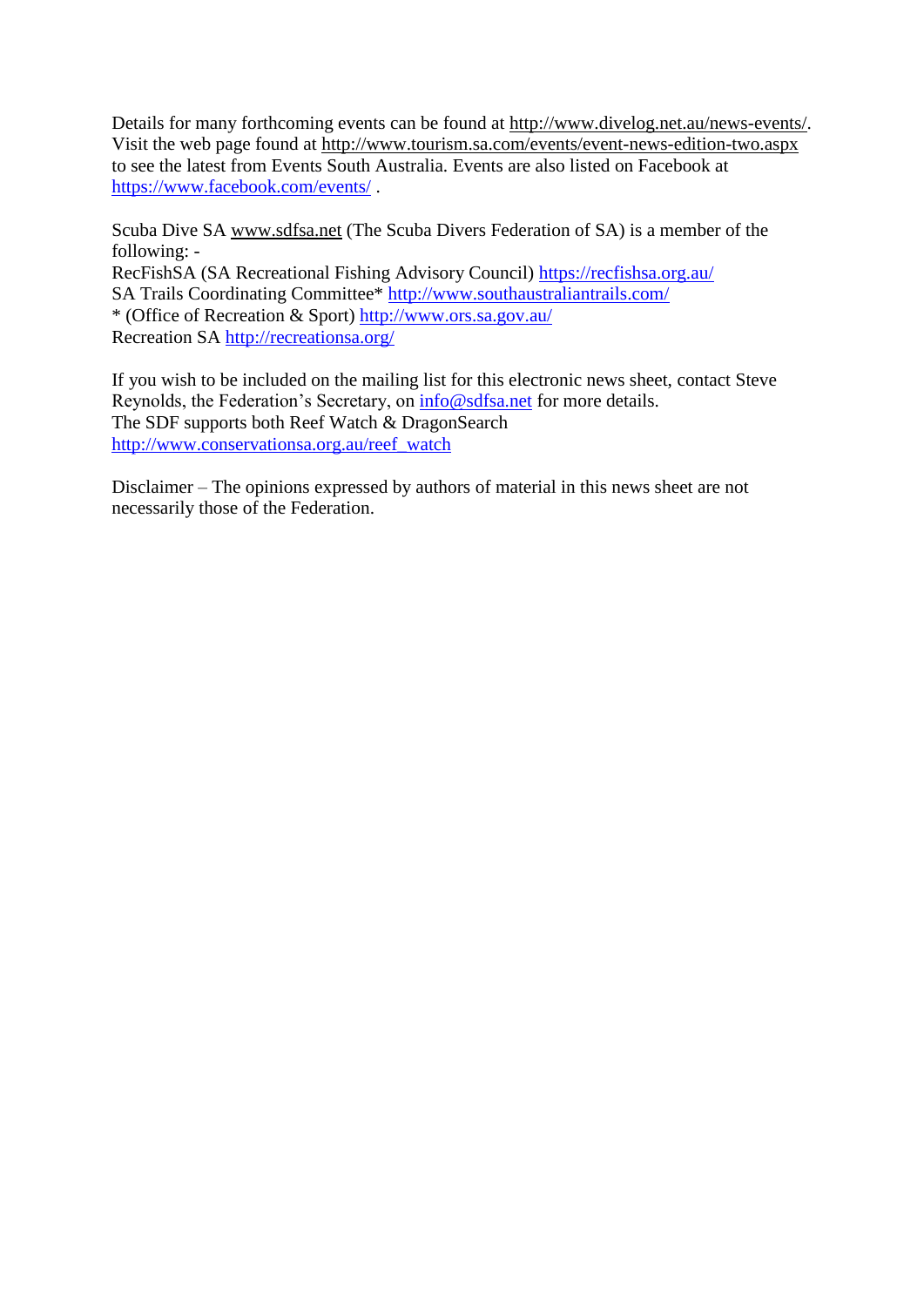Details for many forthcoming events can be found at http://www.divelog.net.au/news-events/. Visit the web page found at http://www.tourism.sa.com/events/event-news-edition-two.aspx to see the latest from Events South Australia. Events are also listed on Facebook at https://www.facebook.com/events/ .

Scuba Dive SA www.sdfsa.net (The Scuba Divers Federation of SA) is a member of the following: -
RecFishSA (SA Recreational Fishing Advisory Council) https://recfishsa.org.au/
SA Trails Coordinating Committee* http://www.southaustraliantrails.com/
* (Office of Recreation & Sport) http://www.ors.sa.gov.au/
Recreation SA http://recreationsa.org/

If you wish to be included on the mailing list for this electronic news sheet, contact Steve Reynolds, the Federation's Secretary, on info@sdfsa.net for more details.
The SDF supports both Reef Watch & DragonSearch
http://www.conservationsa.org.au/reef_watch

Disclaimer – The opinions expressed by authors of material in this news sheet are not necessarily those of the Federation.